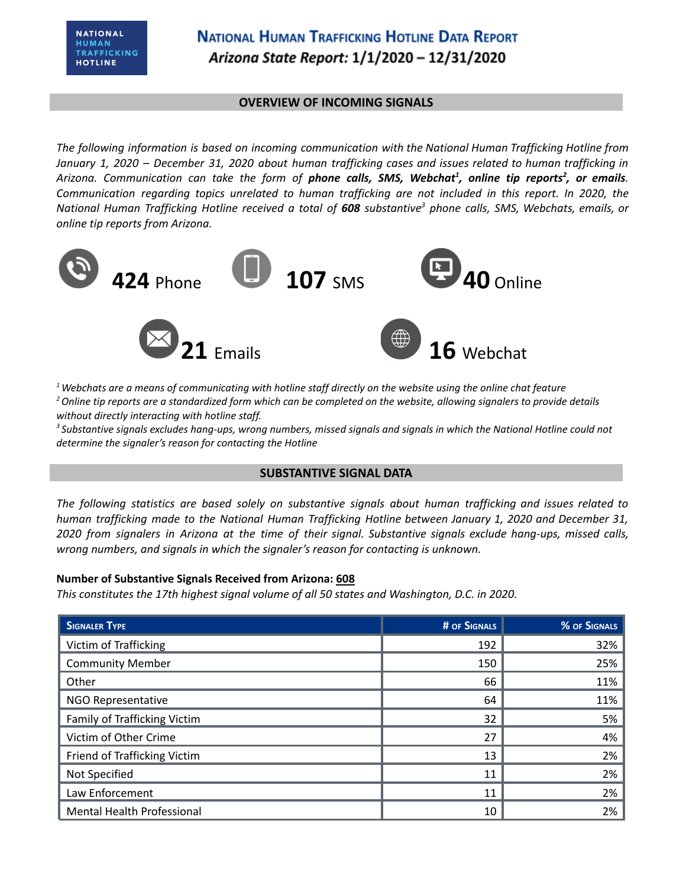NATIONAL HUMAN TRAFFICKING HOTLINE

# National Human Trafficking Hotline Data Report

***Arizona State Report:* 1/1/2020 – 12/31/2020**

## OVERVIEW OF INCOMING SIGNALS

*The following information is based on incoming communication with the National Human Trafficking Hotline from January 1, 2020 – December 31, 2020 about human trafficking cases and issues related to human trafficking in Arizona. Communication can take the form of **phone calls, SMS, Webchat[1], online tip reports[2], or emails**. Communication regarding topics unrelated to human trafficking are not included in this report. In 2020, the National Human Trafficking Hotline received a total of **608** substantive[3] phone calls, SMS, Webchats, emails, or online tip reports from Arizona.*

**424** Phone

**107** SMS

**40** Online

**21** Emails

**16** Webchat

*[1] Webchats are a means of communicating with hotline staff directly on the website using the online chat feature*
*[2] Online tip reports are a standardized form which can be completed on the website, allowing signalers to provide details without directly interacting with hotline staff.*
*[3] Substantive signals excludes hang-ups, wrong numbers, missed signals and signals in which the National Hotline could not determine the signaler's reason for contacting the Hotline*

## SUBSTANTIVE SIGNAL DATA

*The following statistics are based solely on substantive signals about human trafficking and issues related to human trafficking made to the National Human Trafficking Hotline between January 1, 2020 and December 31, 2020 from signalers in Arizona at the time of their signal. Substantive signals exclude hang-ups, missed calls, wrong numbers, and signals in which the signaler's reason for contacting is unknown.*

**Number of Substantive Signals Received from Arizona: 608**

*This constitutes the 17th highest signal volume of all 50 states and Washington, D.C. in 2020.*

| Signaler Type | # of Signals | % of Signals |
|---|---|---|
| Victim of Trafficking | 192 | 32% |
| Community Member | 150 | 25% |
| Other | 66 | 11% |
| NGO Representative | 64 | 11% |
| Family of Trafficking Victim | 32 | 5% |
| Victim of Other Crime | 27 | 4% |
| Friend of Trafficking Victim | 13 | 2% |
| Not Specified | 11 | 2% |
| Law Enforcement | 11 | 2% |
| Mental Health Professional | 10 | 2% |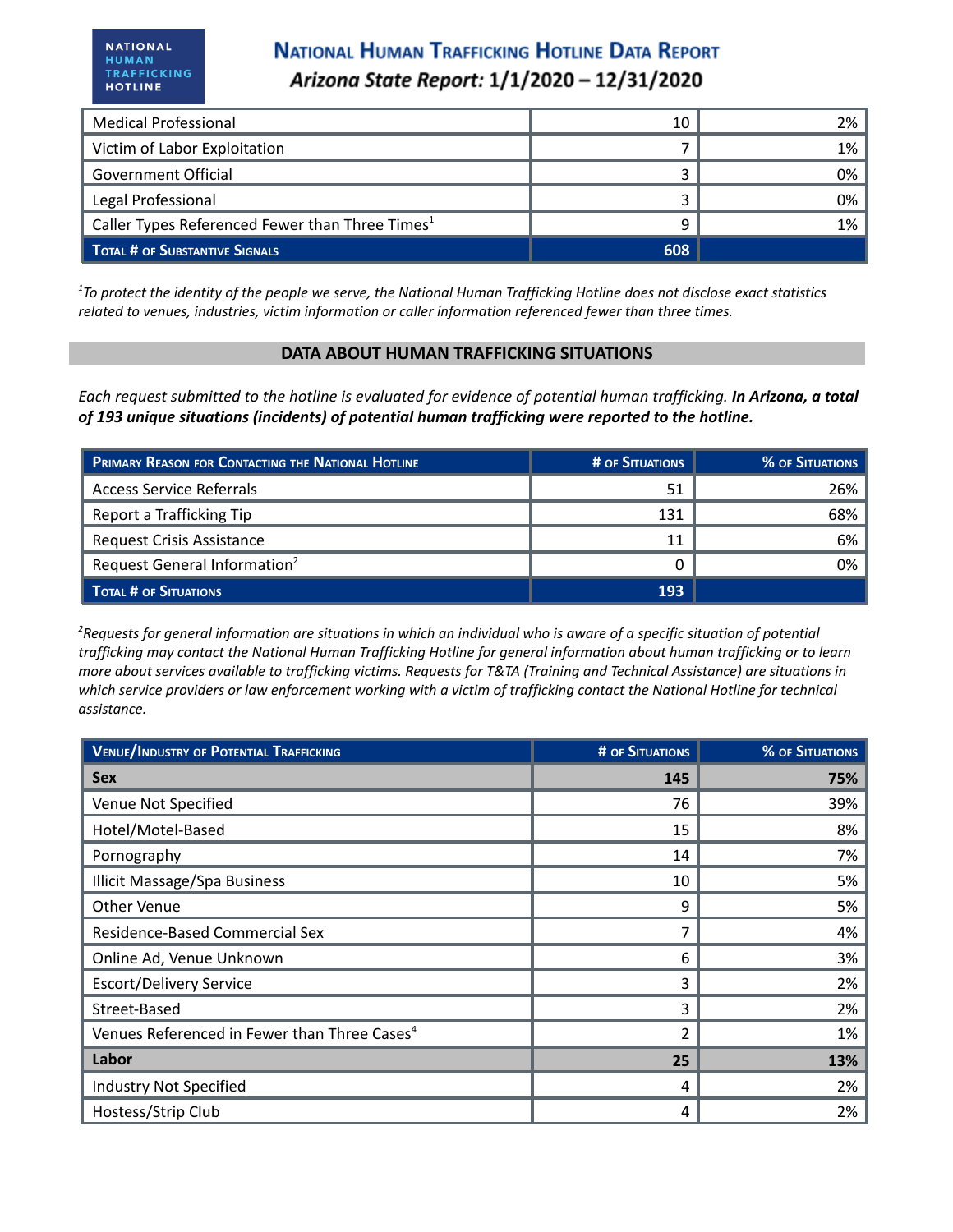| Medical Professional | 10 | 2% |
|---|---|---|
| Victim of Labor Exploitation | 7 | 1% |
| Government Official | 3 | 0% |
| Legal Professional | 3 | 0% |
| Caller Types Referenced Fewer than Three Times[1] | 9 | 1% |
| **TOTAL # OF SUBSTANTIVE SIGNALS** | **608** | |

*[1]To protect the identity of the people we serve, the National Human Trafficking Hotline does not disclose exact statistics related to venues, industries, victim information or caller information referenced fewer than three times.*

## DATA ABOUT HUMAN TRAFFICKING SITUATIONS

*Each request submitted to the hotline is evaluated for evidence of potential human trafficking.* ***In Arizona, a total of 193 unique situations (incidents) of potential human trafficking were reported to the hotline.***

| PRIMARY REASON FOR CONTACTING THE NATIONAL HOTLINE | # OF SITUATIONS | % OF SITUATIONS |
|---|---|---|
| Access Service Referrals | 51 | 26% |
| Report a Trafficking Tip | 131 | 68% |
| Request Crisis Assistance | 11 | 6% |
| Request General Information[2] | 0 | 0% |
| **TOTAL # OF SITUATIONS** | **193** | |

*[2]Requests for general information are situations in which an individual who is aware of a specific situation of potential trafficking may contact the National Human Trafficking Hotline for general information about human trafficking or to learn more about services available to trafficking victims. Requests for T&TA (Training and Technical Assistance) are situations in which service providers or law enforcement working with a victim of trafficking contact the National Hotline for technical assistance.*

| VENUE/INDUSTRY OF POTENTIAL TRAFFICKING | # OF SITUATIONS | % OF SITUATIONS |
|---|---|---|
| **Sex** | **145** | **75%** |
| Venue Not Specified | 76 | 39% |
| Hotel/Motel-Based | 15 | 8% |
| Pornography | 14 | 7% |
| Illicit Massage/Spa Business | 10 | 5% |
| Other Venue | 9 | 5% |
| Residence-Based Commercial Sex | 7 | 4% |
| Online Ad, Venue Unknown | 6 | 3% |
| Escort/Delivery Service | 3 | 2% |
| Street-Based | 3 | 2% |
| Venues Referenced in Fewer than Three Cases[4] | 2 | 1% |
| **Labor** | **25** | **13%** |
| Industry Not Specified | 4 | 2% |
| Hostess/Strip Club | 4 | 2% |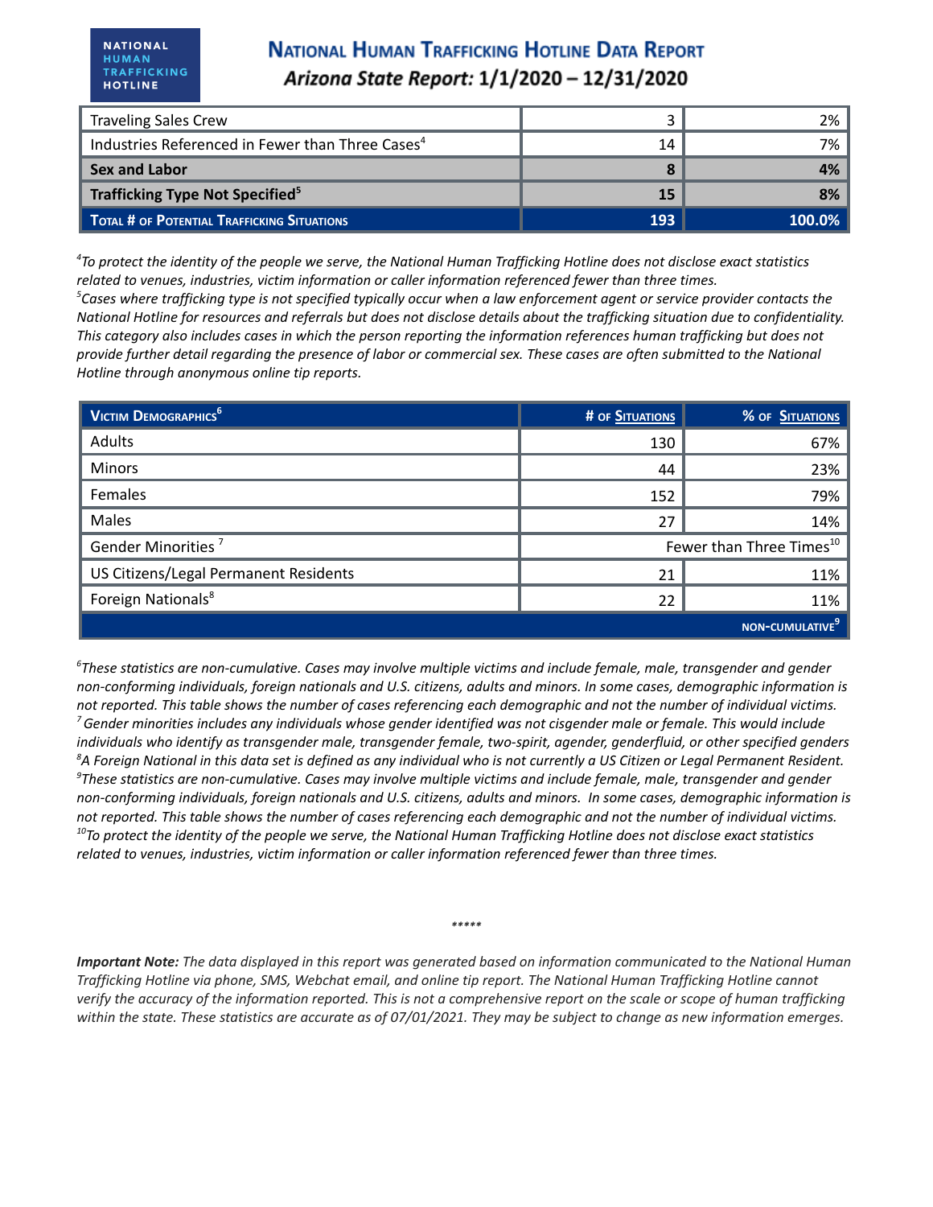# National Human Trafficking Hotline Data Report

***Arizona State Report:* 1/1/2020 – 12/31/2020**

| | | |
|---|---|---|
| Traveling Sales Crew | 3 | 2% |
| Industries Referenced in Fewer than Three Cases[4] | 14 | 7% |
| **Sex and Labor** | **8** | **4%** |
| **Trafficking Type Not Specified[5]** | **15** | **8%** |
| **Total # of Potential Trafficking Situations** | **193** | **100.0%** |

*[4]To protect the identity of the people we serve, the National Human Trafficking Hotline does not disclose exact statistics related to venues, industries, victim information or caller information referenced fewer than three times.*
*[5]Cases where trafficking type is not specified typically occur when a law enforcement agent or service provider contacts the National Hotline for resources and referrals but does not disclose details about the trafficking situation due to confidentiality. This category also includes cases in which the person reporting the information references human trafficking but does not provide further detail regarding the presence of labor or commercial sex. These cases are often submitted to the National Hotline through anonymous online tip reports.*

| Victim Demographics[6] | # of Situations | % of Situations |
|---|---|---|
| Adults | 130 | 67% |
| Minors | 44 | 23% |
| Females | 152 | 79% |
| Males | 27 | 14% |
| Gender Minorities [7] | Fewer than Three Times[10] | |
| US Citizens/Legal Permanent Residents | 21 | 11% |
| Foreign Nationals[8] | 22 | 11% |
| | | non-cumulative[9] |

*[6]These statistics are non-cumulative. Cases may involve multiple victims and include female, male, transgender and gender non-conforming individuals, foreign nationals and U.S. citizens, adults and minors. In some cases, demographic information is not reported. This table shows the number of cases referencing each demographic and not the number of individual victims.*
*[7] Gender minorities includes any individuals whose gender identified was not cisgender male or female. This would include individuals who identify as transgender male, transgender female, two-spirit, agender, genderfluid, or other specified genders*
*[8]A Foreign National in this data set is defined as any individual who is not currently a US Citizen or Legal Permanent Resident.*
*[9]These statistics are non-cumulative. Cases may involve multiple victims and include female, male, transgender and gender non-conforming individuals, foreign nationals and U.S. citizens, adults and minors. In some cases, demographic information is not reported. This table shows the number of cases referencing each demographic and not the number of individual victims.*
*[10]To protect the identity of the people we serve, the National Human Trafficking Hotline does not disclose exact statistics related to venues, industries, victim information or caller information referenced fewer than three times.*

*****

***Important Note:** The data displayed in this report was generated based on information communicated to the National Human Trafficking Hotline via phone, SMS, Webchat email, and online tip report. The National Human Trafficking Hotline cannot verify the accuracy of the information reported. This is not a comprehensive report on the scale or scope of human trafficking within the state. These statistics are accurate as of 07/01/2021. They may be subject to change as new information emerges.*